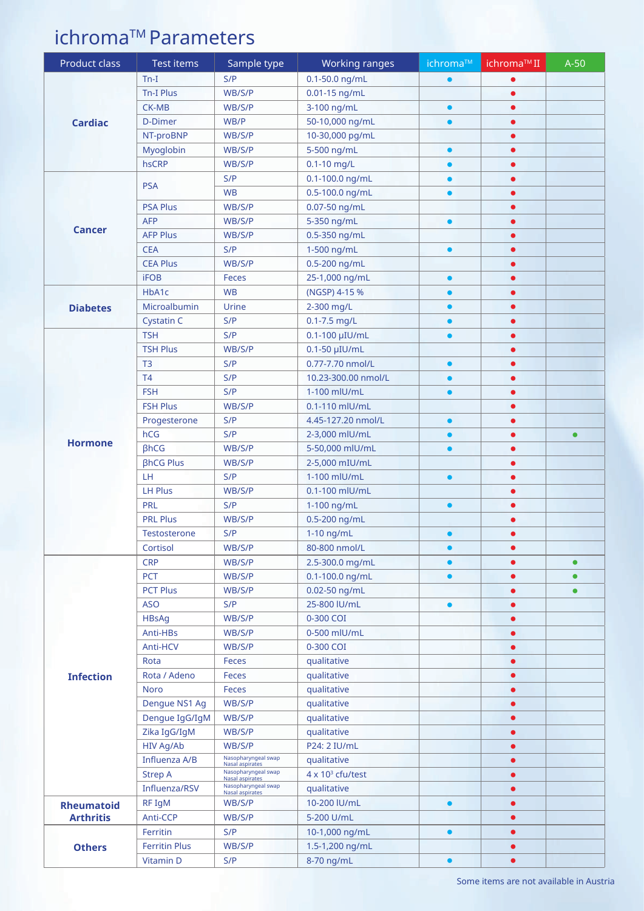# ichroma™ Parameters

| Product class | Test items | Sample type | Working ranges | ichroma™ | ichroma™ II | A-50 |
|---|---|---|---|---|---|---|
| **Cardiac** | Tn-I | S/P | 0.1-50.0 ng/mL | ● | ● | |
| | Tn-I Plus | WB/S/P | 0.01-15 ng/mL | | ● | |
| | CK-MB | WB/S/P | 3-100 ng/mL | ● | ● | |
| | D-Dimer | WB/P | 50-10,000 ng/mL | ● | ● | |
| | NT-proBNP | WB/S/P | 10-30,000 pg/mL | | ● | |
| | Myoglobin | WB/S/P | 5-500 ng/mL | ● | ● | |
| | hsCRP | WB/S/P | 0.1-10 mg/L | ● | ● | |
| **Cancer** | PSA | S/P | 0.1-100.0 ng/mL | ● | ● | |
| | | WB | 0.5-100.0 ng/mL | ● | ● | |
| | PSA Plus | WB/S/P | 0.07-50 ng/mL | | ● | |
| | AFP | WB/S/P | 5-350 ng/mL | ● | ● | |
| | AFP Plus | WB/S/P | 0.5-350 ng/mL | | ● | |
| | CEA | S/P | 1-500 ng/mL | ● | ● | |
| | CEA Plus | WB/S/P | 0.5-200 ng/mL | | ● | |
| | iFOB | Feces | 25-1,000 ng/mL | ● | ● | |
| **Diabetes** | HbA1c | WB | (NGSP) 4-15 % | ● | ● | |
| | Microalbumin | Urine | 2-300 mg/L | ● | ● | |
| | Cystatin C | S/P | 0.1-7.5 mg/L | ● | ● | |
| **Hormone** | TSH | S/P | 0.1-100 μIU/mL | ● | ● | |
| | TSH Plus | WB/S/P | 0.1-50 μIU/mL | | ● | |
| | T3 | S/P | 0.77-7.70 nmol/L | ● | ● | |
| | T4 | S/P | 10.23-300.00 nmol/L | ● | ● | |
| | FSH | S/P | 1-100 mIU/mL | ● | ● | |
| | FSH Plus | WB/S/P | 0.1-110 mIU/mL | | ● | |
| | Progesterone | S/P | 4.45-127.20 nmol/L | ● | ● | |
| | hCG | S/P | 2-3,000 mIU/mL | ● | ● | ● |
| | βhCG | WB/S/P | 5-50,000 mIU/mL | ● | ● | |
| | βhCG Plus | WB/S/P | 2-5,000 mIU/mL | | ● | |
| | LH | S/P | 1-100 mIU/mL | ● | ● | |
| | LH Plus | WB/S/P | 0.1-100 mIU/mL | | ● | |
| | PRL | S/P | 1-100 ng/mL | ● | ● | |
| | PRL Plus | WB/S/P | 0.5-200 ng/mL | | ● | |
| | Testosterone | S/P | 1-10 ng/mL | ● | ● | |
| | Cortisol | WB/S/P | 80-800 nmol/L | ● | ● | |
| **Infection** | CRP | WB/S/P | 2.5-300.0 mg/mL | ● | ● | ● |
| | PCT | WB/S/P | 0.1-100.0 ng/mL | ● | ● | ● |
| | PCT Plus | WB/S/P | 0.02-50 ng/mL | | ● | ● |
| | ASO | S/P | 25-800 IU/mL | ● | ● | |
| | HBsAg | WB/S/P | 0-300 COI | | ● | |
| | Anti-HBs | WB/S/P | 0-500 mIU/mL | | ● | |
| | Anti-HCV | WB/S/P | 0-300 COI | | ● | |
| | Rota | Feces | qualitative | | ● | |
| | Rota / Adeno | Feces | qualitative | | ● | |
| | Noro | Feces | qualitative | | ● | |
| | Dengue NS1 Ag | WB/S/P | qualitative | | ● | |
| | Dengue IgG/IgM | WB/S/P | qualitative | | ● | |
| | Zika IgG/IgM | WB/S/P | qualitative | | ● | |
| | HIV Ag/Ab | WB/S/P | P24: 2 IU/mL | | ● | |
| | Influenza A/B | Nasopharyngeal swap Nasal aspirates | qualitative | | ● | |
| | Strep A | Nasopharyngeal swap Nasal aspirates | 4 x $10^3$ cfu/test | | ● | |
| | Influenza/RSV | Nasopharyngeal swap Nasal aspirates | qualitative | | ● | |
| **Rheumatoid Arthritis** | RF IgM | WB/S/P | 10-200 IU/mL | ● | ● | |
| | Anti-CCP | WB/S/P | 5-200 U/mL | | ● | |
| **Others** | Ferritin | S/P | 10-1,000 ng/mL | ● | ● | |
| | Ferritin Plus | WB/S/P | 1.5-1,200 ng/mL | | ● | |
| | Vitamin D | S/P | 8-70 ng/mL | ● | ● | |

Some items are not available in Austria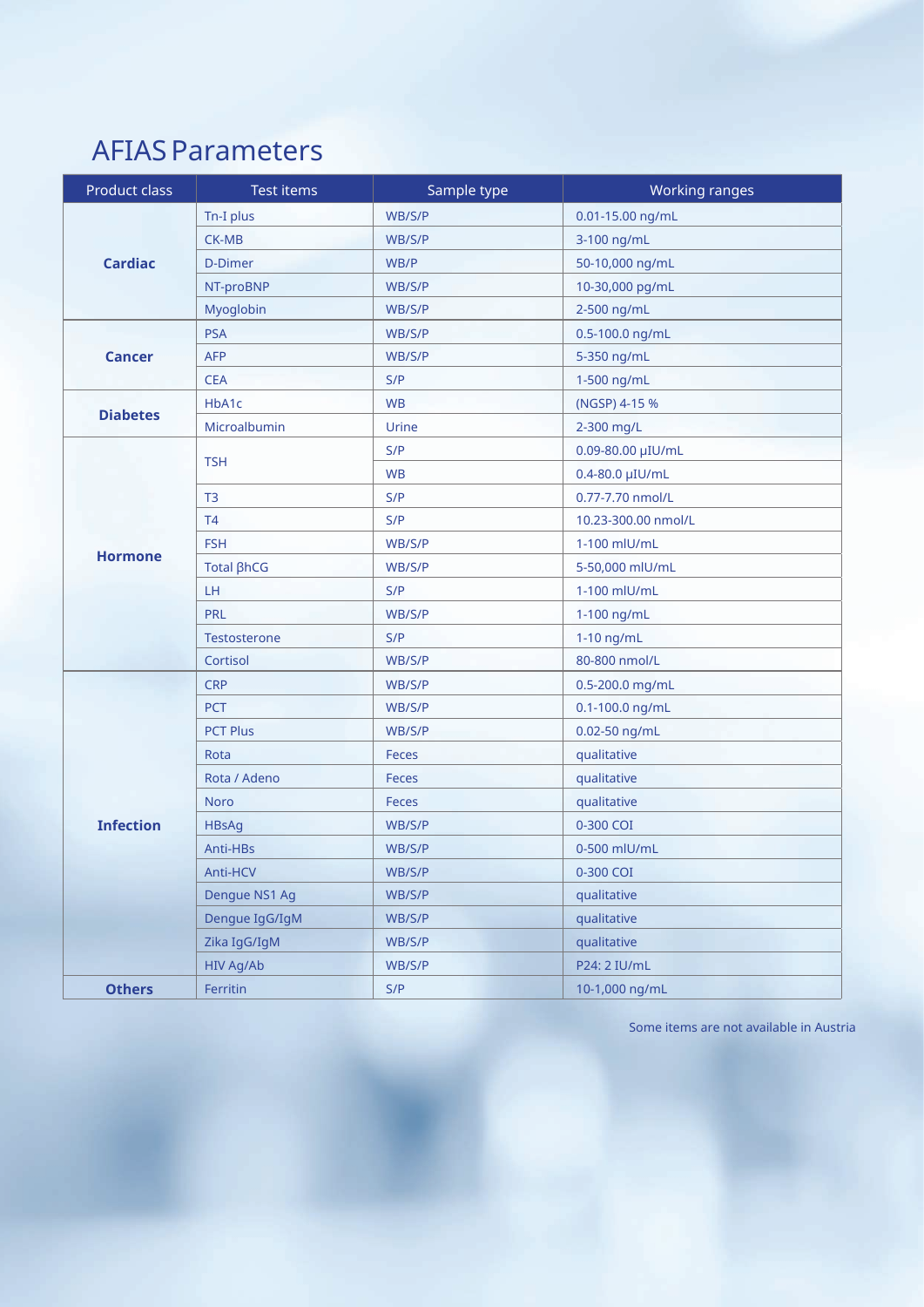# AFIAS Parameters

| Product class | Test items | Sample type | Working ranges |
|---|---|---|---|
| **Cardiac** | Tn-I plus | WB/S/P | 0.01-15.00 ng/mL |
| | CK-MB | WB/S/P | 3-100 ng/mL |
| | D-Dimer | WB/P | 50-10,000 ng/mL |
| | NT-proBNP | WB/S/P | 10-30,000 pg/mL |
| | Myoglobin | WB/S/P | 2-500 ng/mL |
| **Cancer** | PSA | WB/S/P | 0.5-100.0 ng/mL |
| | AFP | WB/S/P | 5-350 ng/mL |
| | CEA | S/P | 1-500 ng/mL |
| **Diabetes** | HbA1c | WB | (NGSP) 4-15 % |
| | Microalbumin | Urine | 2-300 mg/L |
| **Hormone** | TSH | S/P | 0.09-80.00 μIU/mL |
| | | WB | 0.4-80.0 μIU/mL |
| | T3 | S/P | 0.77-7.70 nmol/L |
| | T4 | S/P | 10.23-300.00 nmol/L |
| | FSH | WB/S/P | 1-100 mIU/mL |
| | Total βhCG | WB/S/P | 5-50,000 mIU/mL |
| | LH | S/P | 1-100 mIU/mL |
| | PRL | WB/S/P | 1-100 ng/mL |
| | Testosterone | S/P | 1-10 ng/mL |
| | Cortisol | WB/S/P | 80-800 nmol/L |
| **Infection** | CRP | WB/S/P | 0.5-200.0 mg/mL |
| | PCT | WB/S/P | 0.1-100.0 ng/mL |
| | PCT Plus | WB/S/P | 0.02-50 ng/mL |
| | Rota | Feces | qualitative |
| | Rota / Adeno | Feces | qualitative |
| | Noro | Feces | qualitative |
| | HBsAg | WB/S/P | 0-300 COI |
| | Anti-HBs | WB/S/P | 0-500 mIU/mL |
| | Anti-HCV | WB/S/P | 0-300 COI |
| | Dengue NS1 Ag | WB/S/P | qualitative |
| | Dengue IgG/IgM | WB/S/P | qualitative |
| | Zika IgG/IgM | WB/S/P | qualitative |
| | HIV Ag/Ab | WB/S/P | P24: 2 IU/mL |
| **Others** | Ferritin | S/P | 10-1,000 ng/mL |

Some items are not available in Austria